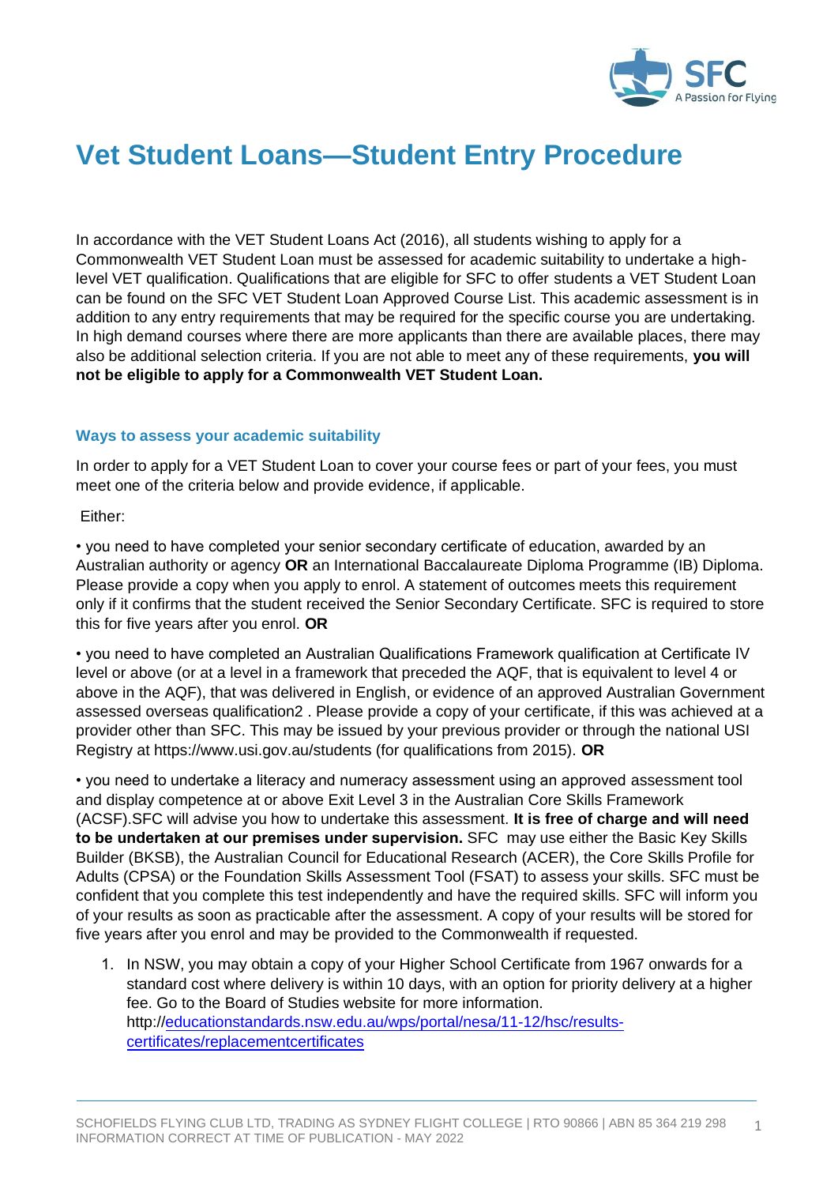# Vet Student Loans—Student Entry Procedure

In accordance with the VET Student Loans Act (2016), all students wishing to apply for a Commonwealth VET Student Loan must be assessed for academic suitability to undertake a high-level VET qualification. Qualifications that are eligible for SFC to offer students a VET Student Loan can be found on the SFC VET Student Loan Approved Course List. This academic assessment is in addition to any entry requirements that may be required for the specific course you are undertaking. In high demand courses where there are more applicants than there are available places, there may also be additional selection criteria. If you are not able to meet any of these requirements, **you will not be eligible to apply for a Commonwealth VET Student Loan.**

## Ways to assess your academic suitability

In order to apply for a VET Student Loan to cover your course fees or part of your fees, you must meet one of the criteria below and provide evidence, if applicable.

Either:

• you need to have completed your senior secondary certificate of education, awarded by an Australian authority or agency **OR** an International Baccalaureate Diploma Programme (IB) Diploma. Please provide a copy when you apply to enrol. A statement of outcomes meets this requirement only if it confirms that the student received the Senior Secondary Certificate. SFC is required to store this for five years after you enrol. **OR**

• you need to have completed an Australian Qualifications Framework qualification at Certificate IV level or above (or at a level in a framework that preceded the AQF, that is equivalent to level 4 or above in the AQF), that was delivered in English, or evidence of an approved Australian Government assessed overseas qualification2 . Please provide a copy of your certificate, if this was achieved at a provider other than SFC. This may be issued by your previous provider or through the national USI Registry at https://www.usi.gov.au/students (for qualifications from 2015). **OR**

• you need to undertake a literacy and numeracy assessment using an approved assessment tool and display competence at or above Exit Level 3 in the Australian Core Skills Framework (ACSF).SFC will advise you how to undertake this assessment. **It is free of charge and will need to be undertaken at our premises under supervision.** SFC may use either the Basic Key Skills Builder (BKSB), the Australian Council for Educational Research (ACER), the Core Skills Profile for Adults (CPSA) or the Foundation Skills Assessment Tool (FSAT) to assess your skills. SFC must be confident that you complete this test independently and have the required skills. SFC will inform you of your results as soon as practicable after the assessment. A copy of your results will be stored for five years after you enrol and may be provided to the Commonwealth if requested.

1. In NSW, you may obtain a copy of your Higher School Certificate from 1967 onwards for a standard cost where delivery is within 10 days, with an option for priority delivery at a higher fee. Go to the Board of Studies website for more information. http://educationstandards.nsw.edu.au/wps/portal/nesa/11-12/hsc/results-certificates/replacementcertificates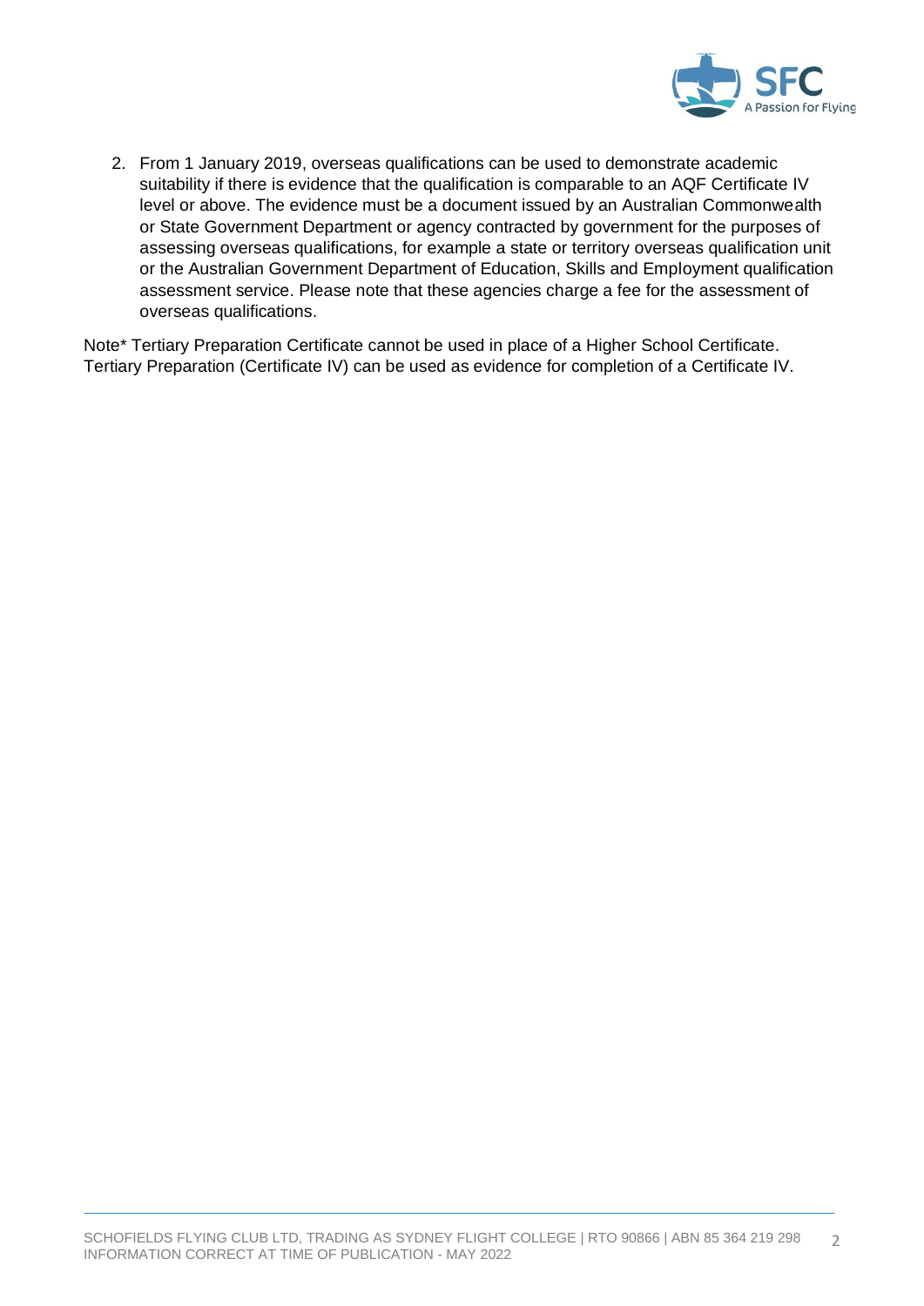2. From 1 January 2019, overseas qualifications can be used to demonstrate academic suitability if there is evidence that the qualification is comparable to an AQF Certificate IV level or above. The evidence must be a document issued by an Australian Commonwealth or State Government Department or agency contracted by government for the purposes of assessing overseas qualifications, for example a state or territory overseas qualification unit or the Australian Government Department of Education, Skills and Employment qualification assessment service. Please note that these agencies charge a fee for the assessment of overseas qualifications.

Note* Tertiary Preparation Certificate cannot be used in place of a Higher School Certificate. Tertiary Preparation (Certificate IV) can be used as evidence for completion of a Certificate IV.